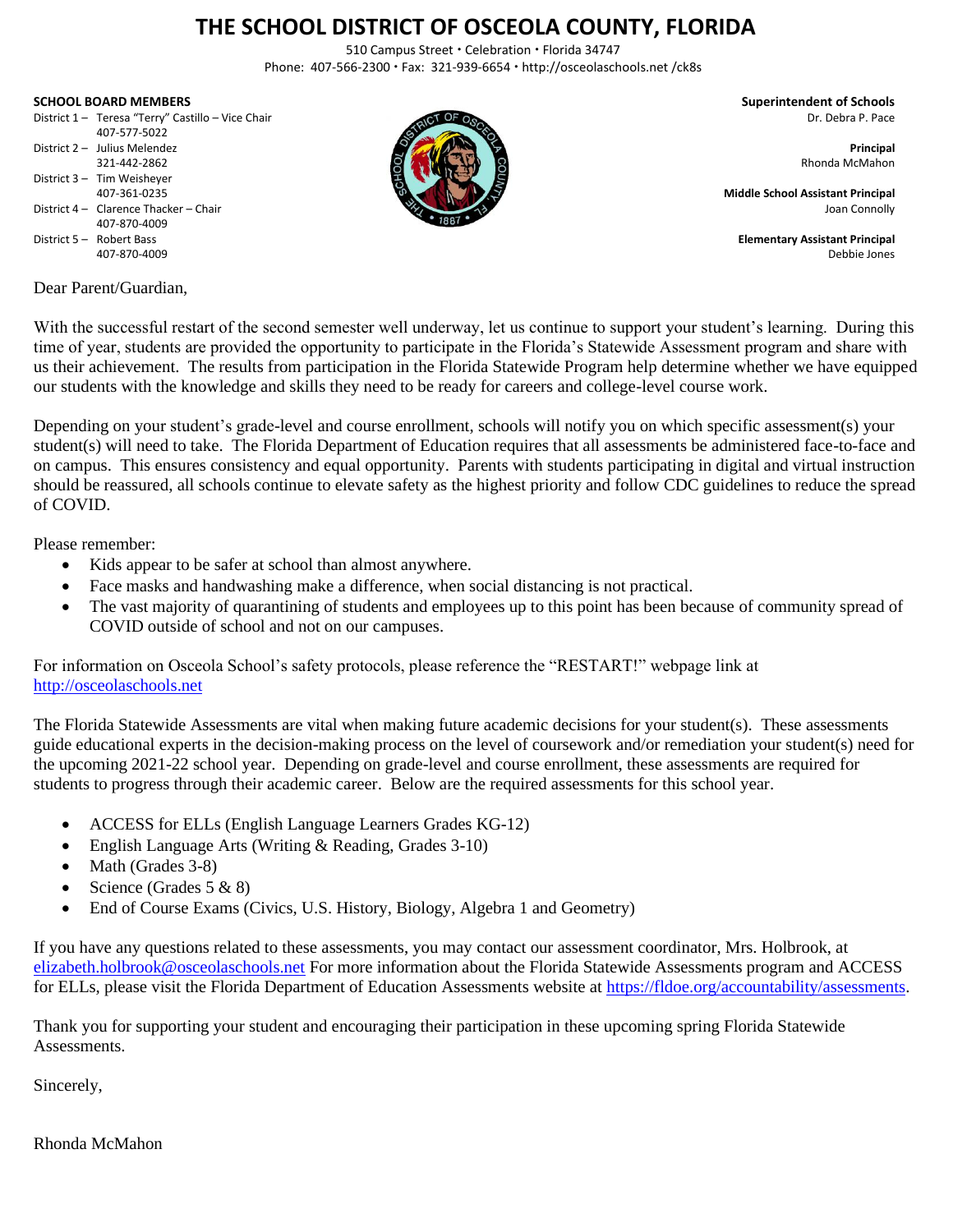# THE SCHOOL DISTRICT OF OSCEOLA COUNTY, FLORIDA

510 Campus Street • Celebration • Florida 34747
Phone: 407-566-2300 • Fax: 321-939-6654 • http://osceolaschools.net /ck8s

**SCHOOL BOARD MEMBERS**
District 1 – Teresa "Terry" Castillo – Vice Chair
407-577-5022
District 2 – Julius Melendez
321-442-2862
District 3 – Tim Weisheyer
407-361-0235
District 4 – Clarence Thacker – Chair
407-870-4009
District 5 – Robert Bass
407-870-4009

**Superintendent of Schools**
Dr. Debra P. Pace

**Principal**
Rhonda McMahon

**Middle School Assistant Principal**
Joan Connolly

**Elementary Assistant Principal**
Debbie Jones

Dear Parent/Guardian,

With the successful restart of the second semester well underway, let us continue to support your student's learning. During this time of year, students are provided the opportunity to participate in the Florida's Statewide Assessment program and share with us their achievement. The results from participation in the Florida Statewide Program help determine whether we have equipped our students with the knowledge and skills they need to be ready for careers and college-level course work.

Depending on your student's grade-level and course enrollment, schools will notify you on which specific assessment(s) your student(s) will need to take. The Florida Department of Education requires that all assessments be administered face-to-face and on campus. This ensures consistency and equal opportunity. Parents with students participating in digital and virtual instruction should be reassured, all schools continue to elevate safety as the highest priority and follow CDC guidelines to reduce the spread of COVID.

Please remember:

- Kids appear to be safer at school than almost anywhere.
- Face masks and handwashing make a difference, when social distancing is not practical.
- The vast majority of quarantining of students and employees up to this point has been because of community spread of COVID outside of school and not on our campuses.

For information on Osceola School's safety protocols, please reference the "RESTART!" webpage link at [http://osceolaschools.net](http://osceolaschools.net)

The Florida Statewide Assessments are vital when making future academic decisions for your student(s). These assessments guide educational experts in the decision-making process on the level of coursework and/or remediation your student(s) need for the upcoming 2021-22 school year. Depending on grade-level and course enrollment, these assessments are required for students to progress through their academic career. Below are the required assessments for this school year.

- ACCESS for ELLs (English Language Learners Grades KG-12)
- English Language Arts (Writing & Reading, Grades 3-10)
- Math (Grades 3-8)
- Science (Grades 5 & 8)
- End of Course Exams (Civics, U.S. History, Biology, Algebra 1 and Geometry)

If you have any questions related to these assessments, you may contact our assessment coordinator, Mrs. Holbrook, at [elizabeth.holbrook@osceolaschools.net](mailto:elizabeth.holbrook@osceolaschools.net) For more information about the Florida Statewide Assessments program and ACCESS for ELLs, please visit the Florida Department of Education Assessments website at [https://fldoe.org/accountability/assessments](https://fldoe.org/accountability/assessments).

Thank you for supporting your student and encouraging their participation in these upcoming spring Florida Statewide Assessments.

Sincerely,

Rhonda McMahon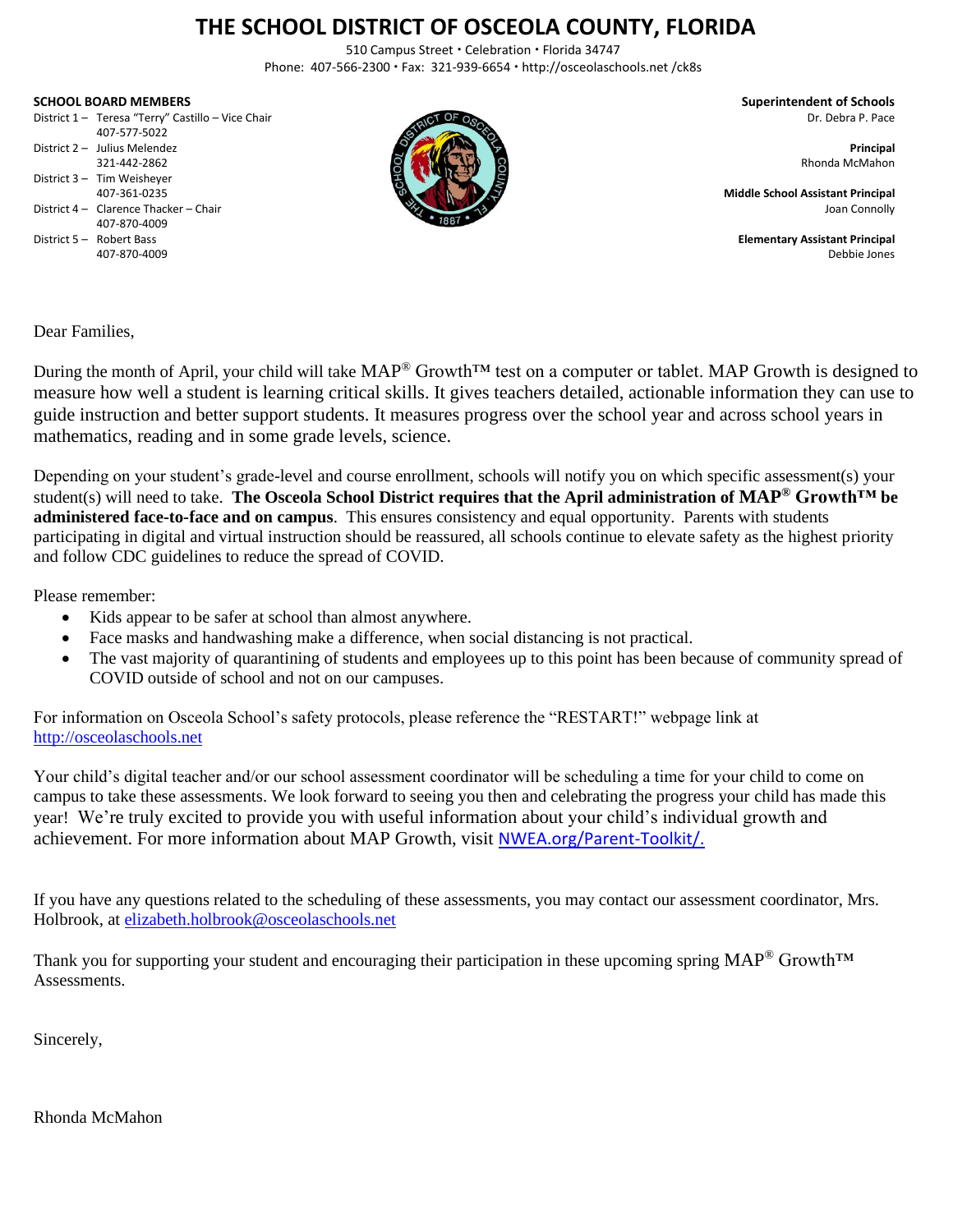# THE SCHOOL DISTRICT OF OSCEOLA COUNTY, FLORIDA

510 Campus Street • Celebration • Florida 34747
Phone: 407-566-2300 • Fax: 321-939-6654 • http://osceolaschools.net /ck8s

**SCHOOL BOARD MEMBERS**
District 1 – Teresa "Terry" Castillo – Vice Chair
407-577-5022
District 2 – Julius Melendez
321-442-2862
District 3 – Tim Weisheyer
407-361-0235
District 4 – Clarence Thacker – Chair
407-870-4009
District 5 – Robert Bass
407-870-4009

**Superintendent of Schools**
Dr. Debra P. Pace

**Principal**
Rhonda McMahon

**Middle School Assistant Principal**
Joan Connolly

**Elementary Assistant Principal**
Debbie Jones

Dear Families,

During the month of April, your child will take MAP® Growth™ test on a computer or tablet. MAP Growth is designed to measure how well a student is learning critical skills. It gives teachers detailed, actionable information they can use to guide instruction and better support students. It measures progress over the school year and across school years in mathematics, reading and in some grade levels, science.

Depending on your student's grade-level and course enrollment, schools will notify you on which specific assessment(s) your student(s) will need to take. **The Osceola School District requires that the April administration of MAP® Growth™ be administered face-to-face and on campus**. This ensures consistency and equal opportunity. Parents with students participating in digital and virtual instruction should be reassured, all schools continue to elevate safety as the highest priority and follow CDC guidelines to reduce the spread of COVID.

Please remember:

- Kids appear to be safer at school than almost anywhere.
- Face masks and handwashing make a difference, when social distancing is not practical.
- The vast majority of quarantining of students and employees up to this point has been because of community spread of COVID outside of school and not on our campuses.

For information on Osceola School's safety protocols, please reference the "RESTART!" webpage link at http://osceolaschools.net

Your child's digital teacher and/or our school assessment coordinator will be scheduling a time for your child to come on campus to take these assessments. We look forward to seeing you then and celebrating the progress your child has made this year! We're truly excited to provide you with useful information about your child's individual growth and achievement. For more information about MAP Growth, visit NWEA.org/Parent-Toolkit/.

If you have any questions related to the scheduling of these assessments, you may contact our assessment coordinator, Mrs. Holbrook, at elizabeth.holbrook@osceolaschools.net

Thank you for supporting your student and encouraging their participation in these upcoming spring MAP® Growth™ Assessments.

Sincerely,

Rhonda McMahon